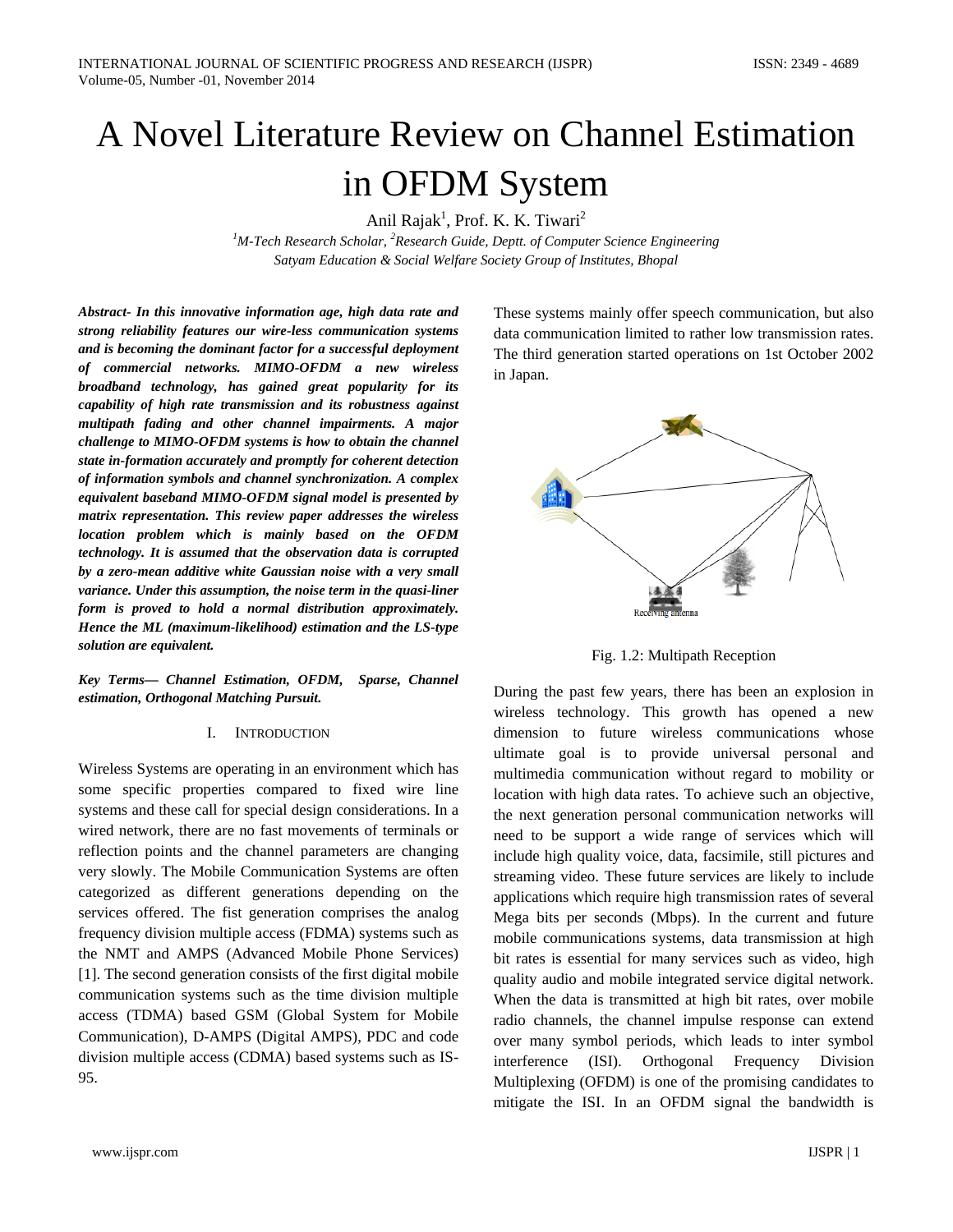# A Novel Literature Review on Channel Estimation in OFDM System

Anil Rajak[1], Prof. K. K. Tiwari[2]

*[1]M-Tech Research Scholar, [2]Research Guide, Deptt. of Computer Science Engineering*
*Satyam Education & Social Welfare Society Group of Institutes, Bhopal*

***Abstract- In this innovative information age, high data rate and strong reliability features our wire-less communication systems and is becoming the dominant factor for a successful deployment of commercial networks. MIMO-OFDM a new wireless broadband technology, has gained great popularity for its capability of high rate transmission and its robustness against multipath fading and other channel impairments. A major challenge to MIMO-OFDM systems is how to obtain the channel state in-formation accurately and promptly for coherent detection of information symbols and channel synchronization. A complex equivalent baseband MIMO-OFDM signal model is presented by matrix representation. This review paper addresses the wireless location problem which is mainly based on the OFDM technology. It is assumed that the observation data is corrupted by a zero-mean additive white Gaussian noise with a very small variance. Under this assumption, the noise term in the quasi-liner form is proved to hold a normal distribution approximately. Hence the ML (maximum-likelihood) estimation and the LS-type solution are equivalent.***

***Key Terms— Channel Estimation, OFDM, Sparse, Channel estimation, Orthogonal Matching Pursuit.***

## I. Introduction

Wireless Systems are operating in an environment which has some specific properties compared to fixed wire line systems and these call for special design considerations. In a wired network, there are no fast movements of terminals or reflection points and the channel parameters are changing very slowly. The Mobile Communication Systems are often categorized as different generations depending on the services offered. The fist generation comprises the analog frequency division multiple access (FDMA) systems such as the NMT and AMPS (Advanced Mobile Phone Services) [1]. The second generation consists of the first digital mobile communication systems such as the time division multiple access (TDMA) based GSM (Global System for Mobile Communication), D-AMPS (Digital AMPS), PDC and code division multiple access (CDMA) based systems such as IS-95. These systems mainly offer speech communication, but also data communication limited to rather low transmission rates. The third generation started operations on 1st October 2002 in Japan.

Fig. 1.2: Multipath Reception

During the past few years, there has been an explosion in wireless technology. This growth has opened a new dimension to future wireless communications whose ultimate goal is to provide universal personal and multimedia communication without regard to mobility or location with high data rates. To achieve such an objective, the next generation personal communication networks will need to be support a wide range of services which will include high quality voice, data, facsimile, still pictures and streaming video. These future services are likely to include applications which require high transmission rates of several Mega bits per seconds (Mbps). In the current and future mobile communications systems, data transmission at high bit rates is essential for many services such as video, high quality audio and mobile integrated service digital network. When the data is transmitted at high bit rates, over mobile radio channels, the channel impulse response can extend over many symbol periods, which leads to inter symbol interference (ISI). Orthogonal Frequency Division Multiplexing (OFDM) is one of the promising candidates to mitigate the ISI. In an OFDM signal the bandwidth is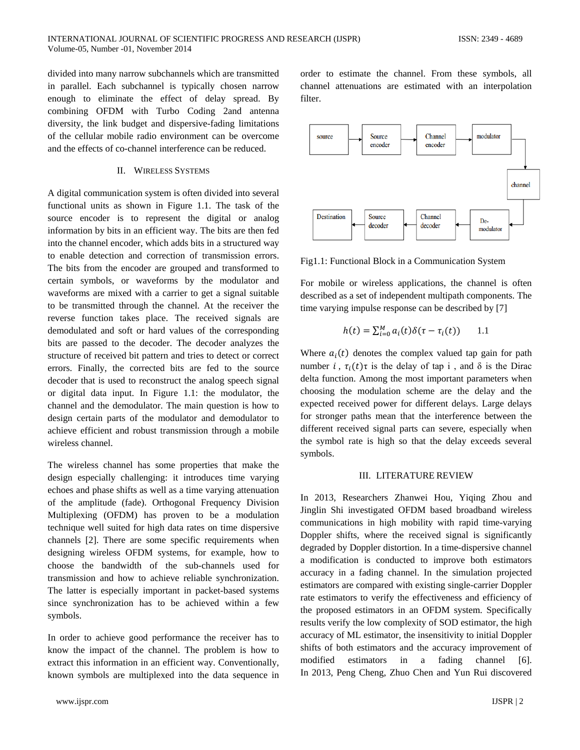divided into many narrow subchannels which are transmitted in parallel. Each subchannel is typically chosen narrow enough to eliminate the effect of delay spread. By combining OFDM with Turbo Coding 2and antenna diversity, the link budget and dispersive-fading limitations of the cellular mobile radio environment can be overcome and the effects of co-channel interference can be reduced.

## II. Wireless Systems

A digital communication system is often divided into several functional units as shown in Figure 1.1. The task of the source encoder is to represent the digital or analog information by bits in an efficient way. The bits are then fed into the channel encoder, which adds bits in a structured way to enable detection and correction of transmission errors. The bits from the encoder are grouped and transformed to certain symbols, or waveforms by the modulator and waveforms are mixed with a carrier to get a signal suitable to be transmitted through the channel. At the receiver the reverse function takes place. The received signals are demodulated and soft or hard values of the corresponding bits are passed to the decoder. The decoder analyzes the structure of received bit pattern and tries to detect or correct errors. Finally, the corrected bits are fed to the source decoder that is used to reconstruct the analog speech signal or digital data input. In Figure 1.1: the modulator, the channel and the demodulator. The main question is how to design certain parts of the modulator and demodulator to achieve efficient and robust transmission through a mobile wireless channel.

The wireless channel has some properties that make the design especially challenging: it introduces time varying echoes and phase shifts as well as a time varying attenuation of the amplitude (fade). Orthogonal Frequency Division Multiplexing (OFDM) has proven to be a modulation technique well suited for high data rates on time dispersive channels [2]. There are some specific requirements when designing wireless OFDM systems, for example, how to choose the bandwidth of the sub-channels used for transmission and how to achieve reliable synchronization. The latter is especially important in packet-based systems since synchronization has to be achieved within a few symbols.

In order to achieve good performance the receiver has to know the impact of the channel. The problem is how to extract this information in an efficient way. Conventionally, known symbols are multiplexed into the data sequence in order to estimate the channel. From these symbols, all channel attenuations are estimated with an interpolation filter.

source → Source encoder → Channel encoder → modulator → channel → De-modulator → Channel decoder → Source decoder → Destination

Fig1.1: Functional Block in a Communication System

For mobile or wireless applications, the channel is often described as a set of independent multipath components. The time varying impulse response can be described by [7]

$$h(t) = \sum_{i=0}^{M} a_i(t)\delta(\tau - \tau_i(t)) \qquad 1.1$$

Where $a_i(t)$ denotes the complex valued tap gain for path number $i$ , $\tau_i(t)\tau$ is the delay of tap i , and δ is the Dirac delta function. Among the most important parameters when choosing the modulation scheme are the delay and the expected received power for different delays. Large delays for stronger paths mean that the interference between the different received signal parts can severe, especially when the symbol rate is high so that the delay exceeds several symbols.

## III. LITERATURE REVIEW

In 2013, Researchers Zhanwei Hou, Yiqing Zhou and Jinglin Shi investigated OFDM based broadband wireless communications in high mobility with rapid time-varying Doppler shifts, where the received signal is significantly degraded by Doppler distortion. In a time-dispersive channel a modification is conducted to improve both estimators accuracy in a fading channel. In the simulation projected estimators are compared with existing single-carrier Doppler rate estimators to verify the effectiveness and efficiency of the proposed estimators in an OFDM system. Specifically results verify the low complexity of SOD estimator, the high accuracy of ML estimator, the insensitivity to initial Doppler shifts of both estimators and the accuracy improvement of modified estimators in a fading channel [6]. In 2013, Peng Cheng, Zhuo Chen and Yun Rui discovered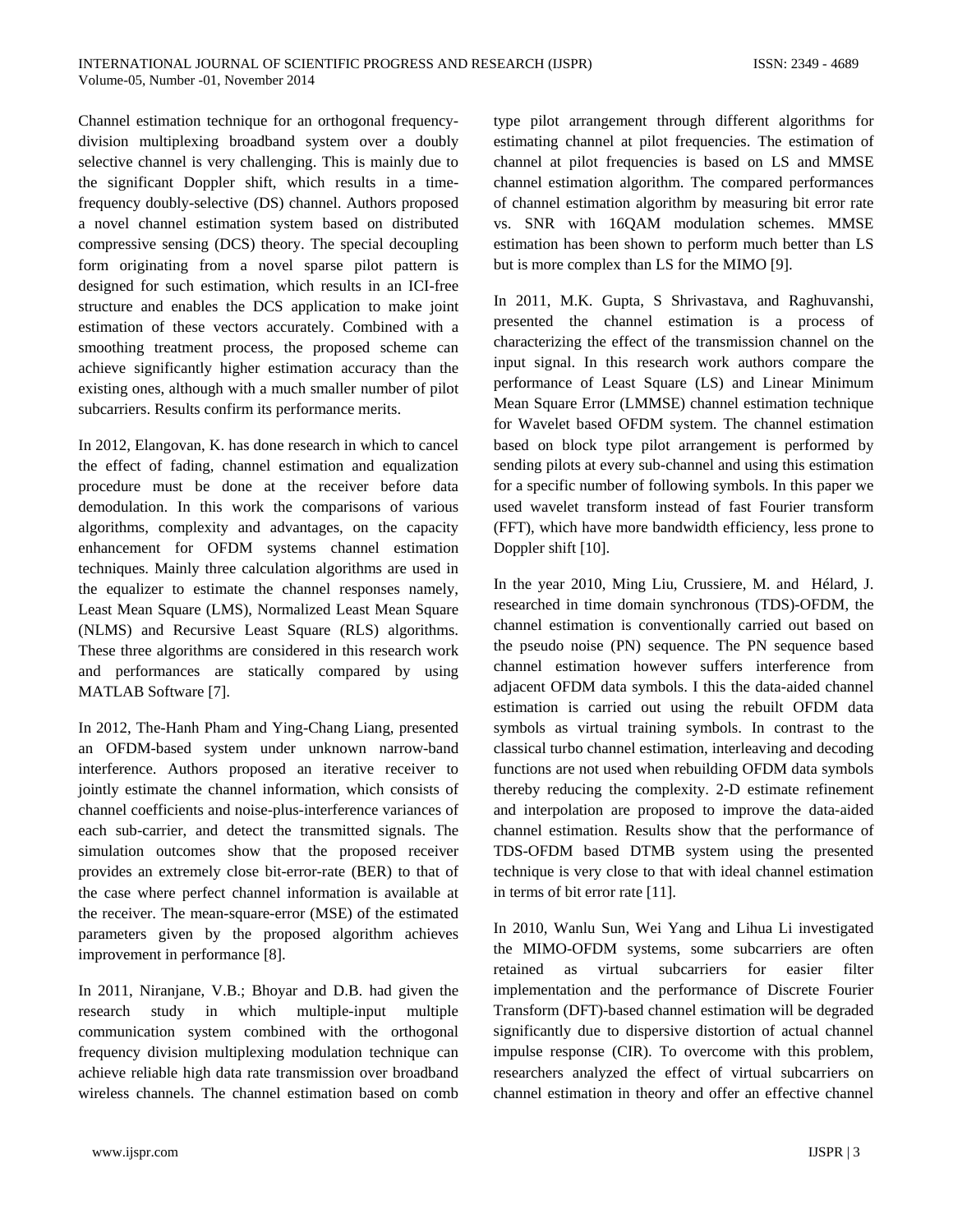Channel estimation technique for an orthogonal frequency-division multiplexing broadband system over a doubly selective channel is very challenging. This is mainly due to the significant Doppler shift, which results in a time-frequency doubly-selective (DS) channel. Authors proposed a novel channel estimation system based on distributed compressive sensing (DCS) theory. The special decoupling form originating from a novel sparse pilot pattern is designed for such estimation, which results in an ICI-free structure and enables the DCS application to make joint estimation of these vectors accurately. Combined with a smoothing treatment process, the proposed scheme can achieve significantly higher estimation accuracy than the existing ones, although with a much smaller number of pilot subcarriers. Results confirm its performance merits.

In 2012, Elangovan, K. has done research in which to cancel the effect of fading, channel estimation and equalization procedure must be done at the receiver before data demodulation. In this work the comparisons of various algorithms, complexity and advantages, on the capacity enhancement for OFDM systems channel estimation techniques. Mainly three calculation algorithms are used in the equalizer to estimate the channel responses namely, Least Mean Square (LMS), Normalized Least Mean Square (NLMS) and Recursive Least Square (RLS) algorithms. These three algorithms are considered in this research work and performances are statically compared by using MATLAB Software [7].

In 2012, The-Hanh Pham and Ying-Chang Liang, presented an OFDM-based system under unknown narrow-band interference. Authors proposed an iterative receiver to jointly estimate the channel information, which consists of channel coefficients and noise-plus-interference variances of each sub-carrier, and detect the transmitted signals. The simulation outcomes show that the proposed receiver provides an extremely close bit-error-rate (BER) to that of the case where perfect channel information is available at the receiver. The mean-square-error (MSE) of the estimated parameters given by the proposed algorithm achieves improvement in performance [8].

In 2011, Niranjane, V.B.; Bhoyar and D.B. had given the research study in which multiple-input multiple communication system combined with the orthogonal frequency division multiplexing modulation technique can achieve reliable high data rate transmission over broadband wireless channels. The channel estimation based on comb type pilot arrangement through different algorithms for estimating channel at pilot frequencies. The estimation of channel at pilot frequencies is based on LS and MMSE channel estimation algorithm. The compared performances of channel estimation algorithm by measuring bit error rate vs. SNR with 16QAM modulation schemes. MMSE estimation has been shown to perform much better than LS but is more complex than LS for the MIMO [9].

In 2011, M.K. Gupta, S Shrivastava, and Raghuvanshi, presented the channel estimation is a process of characterizing the effect of the transmission channel on the input signal. In this research work authors compare the performance of Least Square (LS) and Linear Minimum Mean Square Error (LMMSE) channel estimation technique for Wavelet based OFDM system. The channel estimation based on block type pilot arrangement is performed by sending pilots at every sub-channel and using this estimation for a specific number of following symbols. In this paper we used wavelet transform instead of fast Fourier transform (FFT), which have more bandwidth efficiency, less prone to Doppler shift [10].

In the year 2010, Ming Liu, Crussiere, M. and Hélard, J. researched in time domain synchronous (TDS)-OFDM, the channel estimation is conventionally carried out based on the pseudo noise (PN) sequence. The PN sequence based channel estimation however suffers interference from adjacent OFDM data symbols. I this the data-aided channel estimation is carried out using the rebuilt OFDM data symbols as virtual training symbols. In contrast to the classical turbo channel estimation, interleaving and decoding functions are not used when rebuilding OFDM data symbols thereby reducing the complexity. 2-D estimate refinement and interpolation are proposed to improve the data-aided channel estimation. Results show that the performance of TDS-OFDM based DTMB system using the presented technique is very close to that with ideal channel estimation in terms of bit error rate [11].

In 2010, Wanlu Sun, Wei Yang and Lihua Li investigated the MIMO-OFDM systems, some subcarriers are often retained as virtual subcarriers for easier filter implementation and the performance of Discrete Fourier Transform (DFT)-based channel estimation will be degraded significantly due to dispersive distortion of actual channel impulse response (CIR). To overcome with this problem, researchers analyzed the effect of virtual subcarriers on channel estimation in theory and offer an effective channel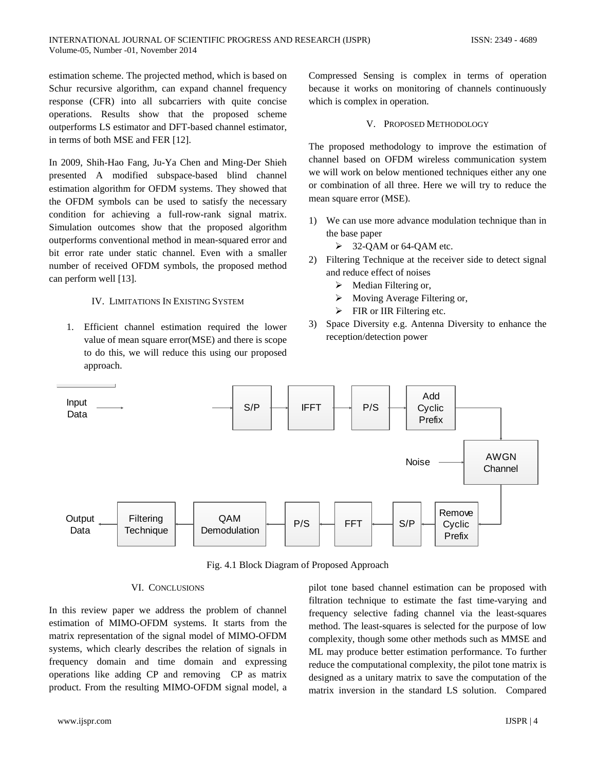estimation scheme. The projected method, which is based on Schur recursive algorithm, can expand channel frequency response (CFR) into all subcarriers with quite concise operations. Results show that the proposed scheme outperforms LS estimator and DFT-based channel estimator, in terms of both MSE and FER [12].

In 2009, Shih-Hao Fang, Ju-Ya Chen and Ming-Der Shieh presented A modified subspace-based blind channel estimation algorithm for OFDM systems. They showed that the OFDM symbols can be used to satisfy the necessary condition for achieving a full-row-rank signal matrix. Simulation outcomes show that the proposed algorithm outperforms conventional method in mean-squared error and bit error rate under static channel. Even with a smaller number of received OFDM symbols, the proposed method can perform well [13].

## IV. Limitations In Existing System

1. Efficient channel estimation required the lower value of mean square error(MSE) and there is scope to do this, we will reduce this using our proposed approach.

Compressed Sensing is complex in terms of operation because it works on monitoring of channels continuously which is complex in operation.

## V. Proposed Methodology

The proposed methodology to improve the estimation of channel based on OFDM wireless communication system we will work on below mentioned techniques either any one or combination of all three. Here we will try to reduce the mean square error (MSE).

1) We can use more advance modulation technique than in the base paper
   - 32-QAM or 64-QAM etc.
2) Filtering Technique at the receiver side to detect signal and reduce effect of noises
   - Median Filtering or,
   - Moving Average Filtering or,
   - FIR or IIR Filtering etc.
3) Space Diversity e.g. Antenna Diversity to enhance the reception/detection power

Input Data → S/P → IFFT → P/S → Add Cyclic Prefix → AWGN Channel (Noise) → Remove Cyclic Prefix → S/P → FFT → P/S → QAM Demodulation → Filtering Technique → Output Data

Fig. 4.1 Block Diagram of Proposed Approach

## VI. Conclusions

In this review paper we address the problem of channel estimation of MIMO-OFDM systems. It starts from the matrix representation of the signal model of MIMO-OFDM systems, which clearly describes the relation of signals in frequency domain and time domain and expressing operations like adding CP and removing CP as matrix product. From the resulting MIMO-OFDM signal model, a pilot tone based channel estimation can be proposed with filtration technique to estimate the fast time-varying and frequency selective fading channel via the least-squares method. The least-squares is selected for the purpose of low complexity, though some other methods such as MMSE and ML may produce better estimation performance. To further reduce the computational complexity, the pilot tone matrix is designed as a unitary matrix to save the computation of the matrix inversion in the standard LS solution. Compared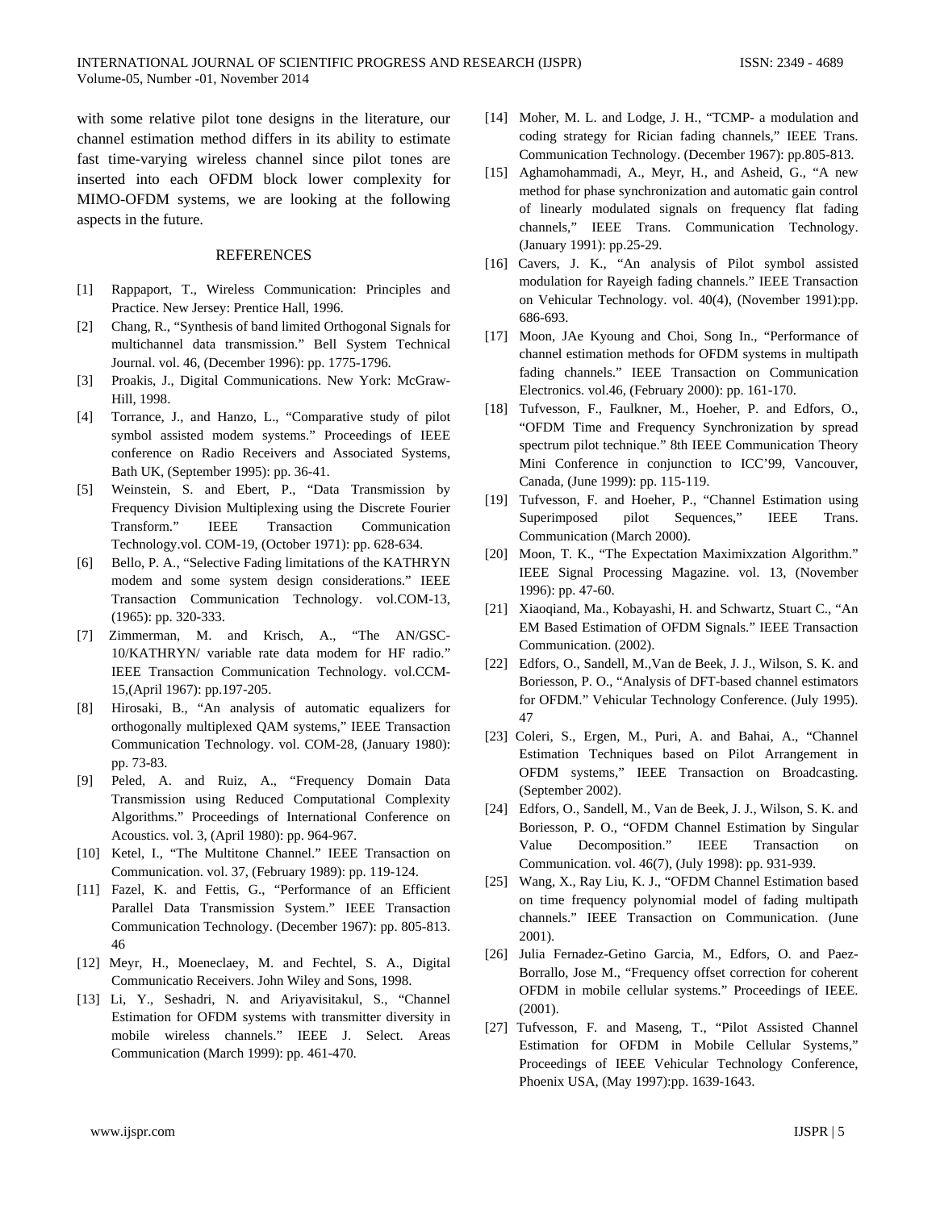with some relative pilot tone designs in the literature, our channel estimation method differs in its ability to estimate fast time-varying wireless channel since pilot tones are inserted into each OFDM block lower complexity for MIMO-OFDM systems, we are looking at the following aspects in the future.

## REFERENCES

[1] Rappaport, T., Wireless Communication: Principles and Practice. New Jersey: Prentice Hall, 1996.

[2] Chang, R., "Synthesis of band limited Orthogonal Signals for multichannel data transmission." Bell System Technical Journal. vol. 46, (December 1996): pp. 1775-1796.

[3] Proakis, J., Digital Communications. New York: McGraw-Hill, 1998.

[4] Torrance, J., and Hanzo, L., "Comparative study of pilot symbol assisted modem systems." Proceedings of IEEE conference on Radio Receivers and Associated Systems, Bath UK, (September 1995): pp. 36-41.

[5] Weinstein, S. and Ebert, P., "Data Transmission by Frequency Division Multiplexing using the Discrete Fourier Transform." IEEE Transaction Communication Technology.vol. COM-19, (October 1971): pp. 628-634.

[6] Bello, P. A., "Selective Fading limitations of the KATHRYN modem and some system design considerations." IEEE Transaction Communication Technology. vol.COM-13, (1965): pp. 320-333.

[7] Zimmerman, M. and Krisch, A., "The AN/GSC-10/KATHRYN/ variable rate data modem for HF radio." IEEE Transaction Communication Technology. vol.CCM-15,(April 1967): pp.197-205.

[8] Hirosaki, B., "An analysis of automatic equalizers for orthogonally multiplexed QAM systems," IEEE Transaction Communication Technology. vol. COM-28, (January 1980): pp. 73-83.

[9] Peled, A. and Ruiz, A., "Frequency Domain Data Transmission using Reduced Computational Complexity Algorithms." Proceedings of International Conference on Acoustics. vol. 3, (April 1980): pp. 964-967.

[10] Ketel, I., "The Multitone Channel." IEEE Transaction on Communication. vol. 37, (February 1989): pp. 119-124.

[11] Fazel, K. and Fettis, G., "Performance of an Efficient Parallel Data Transmission System." IEEE Transaction Communication Technology. (December 1967): pp. 805-813. 46

[12] Meyr, H., Moeneclaey, M. and Fechtel, S. A., Digital Communicatio Receivers. John Wiley and Sons, 1998.

[13] Li, Y., Seshadri, N. and Ariyavisitakul, S., "Channel Estimation for OFDM systems with transmitter diversity in mobile wireless channels." IEEE J. Select. Areas Communication (March 1999): pp. 461-470.

[14] Moher, M. L. and Lodge, J. H., "TCMP- a modulation and coding strategy for Rician fading channels," IEEE Trans. Communication Technology. (December 1967): pp.805-813.

[15] Aghamohammadi, A., Meyr, H., and Asheid, G., "A new method for phase synchronization and automatic gain control of linearly modulated signals on frequency flat fading channels," IEEE Trans. Communication Technology. (January 1991): pp.25-29.

[16] Cavers, J. K., "An analysis of Pilot symbol assisted modulation for Rayeigh fading channels." IEEE Transaction on Vehicular Technology. vol. 40(4), (November 1991):pp. 686-693.

[17] Moon, JAe Kyoung and Choi, Song In., "Performance of channel estimation methods for OFDM systems in multipath fading channels." IEEE Transaction on Communication Electronics. vol.46, (February 2000): pp. 161-170.

[18] Tufvesson, F., Faulkner, M., Hoeher, P. and Edfors, O., "OFDM Time and Frequency Synchronization by spread spectrum pilot technique." 8th IEEE Communication Theory Mini Conference in conjunction to ICC'99, Vancouver, Canada, (June 1999): pp. 115-119.

[19] Tufvesson, F. and Hoeher, P., "Channel Estimation using Superimposed pilot Sequences," IEEE Trans. Communication (March 2000).

[20] Moon, T. K., "The Expectation Maximixzation Algorithm." IEEE Signal Processing Magazine. vol. 13, (November 1996): pp. 47-60.

[21] Xiaoqiand, Ma., Kobayashi, H. and Schwartz, Stuart C., "An EM Based Estimation of OFDM Signals." IEEE Transaction Communication. (2002).

[22] Edfors, O., Sandell, M.,Van de Beek, J. J., Wilson, S. K. and Boriesson, P. O., "Analysis of DFT-based channel estimators for OFDM." Vehicular Technology Conference. (July 1995). 47

[23] Coleri, S., Ergen, M., Puri, A. and Bahai, A., "Channel Estimation Techniques based on Pilot Arrangement in OFDM systems," IEEE Transaction on Broadcasting. (September 2002).

[24] Edfors, O., Sandell, M., Van de Beek, J. J., Wilson, S. K. and Boriesson, P. O., "OFDM Channel Estimation by Singular Value Decomposition." IEEE Transaction on Communication. vol. 46(7), (July 1998): pp. 931-939.

[25] Wang, X., Ray Liu, K. J., "OFDM Channel Estimation based on time frequency polynomial model of fading multipath channels." IEEE Transaction on Communication. (June 2001).

[26] Julia Fernadez-Getino Garcia, M., Edfors, O. and Paez-Borrallo, Jose M., "Frequency offset correction for coherent OFDM in mobile cellular systems." Proceedings of IEEE. (2001).

[27] Tufvesson, F. and Maseng, T., "Pilot Assisted Channel Estimation for OFDM in Mobile Cellular Systems," Proceedings of IEEE Vehicular Technology Conference, Phoenix USA, (May 1997):pp. 1639-1643.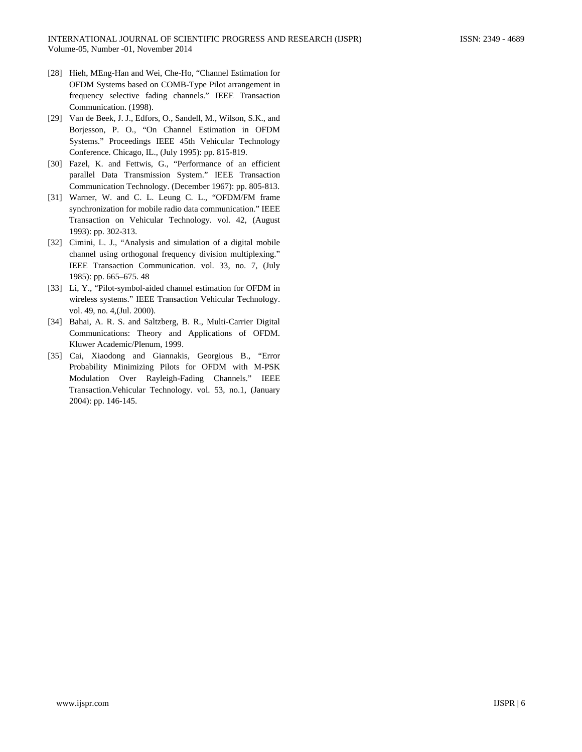[28] Hieh, MEng-Han and Wei, Che-Ho, "Channel Estimation for OFDM Systems based on COMB-Type Pilot arrangement in frequency selective fading channels." IEEE Transaction Communication. (1998).

[29] Van de Beek, J. J., Edfors, O., Sandell, M., Wilson, S.K., and Borjesson, P. O., "On Channel Estimation in OFDM Systems." Proceedings IEEE 45th Vehicular Technology Conference. Chicago, IL., (July 1995): pp. 815-819.

[30] Fazel, K. and Fettwis, G., "Performance of an efficient parallel Data Transmission System." IEEE Transaction Communication Technology. (December 1967): pp. 805-813.

[31] Warner, W. and C. L. Leung C. L., "OFDM/FM frame synchronization for mobile radio data communication." IEEE Transaction on Vehicular Technology. vol. 42, (August 1993): pp. 302-313.

[32] Cimini, L. J., "Analysis and simulation of a digital mobile channel using orthogonal frequency division multiplexing." IEEE Transaction Communication. vol. 33, no. 7, (July 1985): pp. 665–675. 48

[33] Li, Y., "Pilot-symbol-aided channel estimation for OFDM in wireless systems." IEEE Transaction Vehicular Technology. vol. 49, no. 4,(Jul. 2000).

[34] Bahai, A. R. S. and Saltzberg, B. R., Multi-Carrier Digital Communications: Theory and Applications of OFDM. Kluwer Academic/Plenum, 1999.

[35] Cai, Xiaodong and Giannakis, Georgious B., "Error Probability Minimizing Pilots for OFDM with M-PSK Modulation Over Rayleigh-Fading Channels." IEEE Transaction.Vehicular Technology. vol. 53, no.1, (January 2004): pp. 146-145.